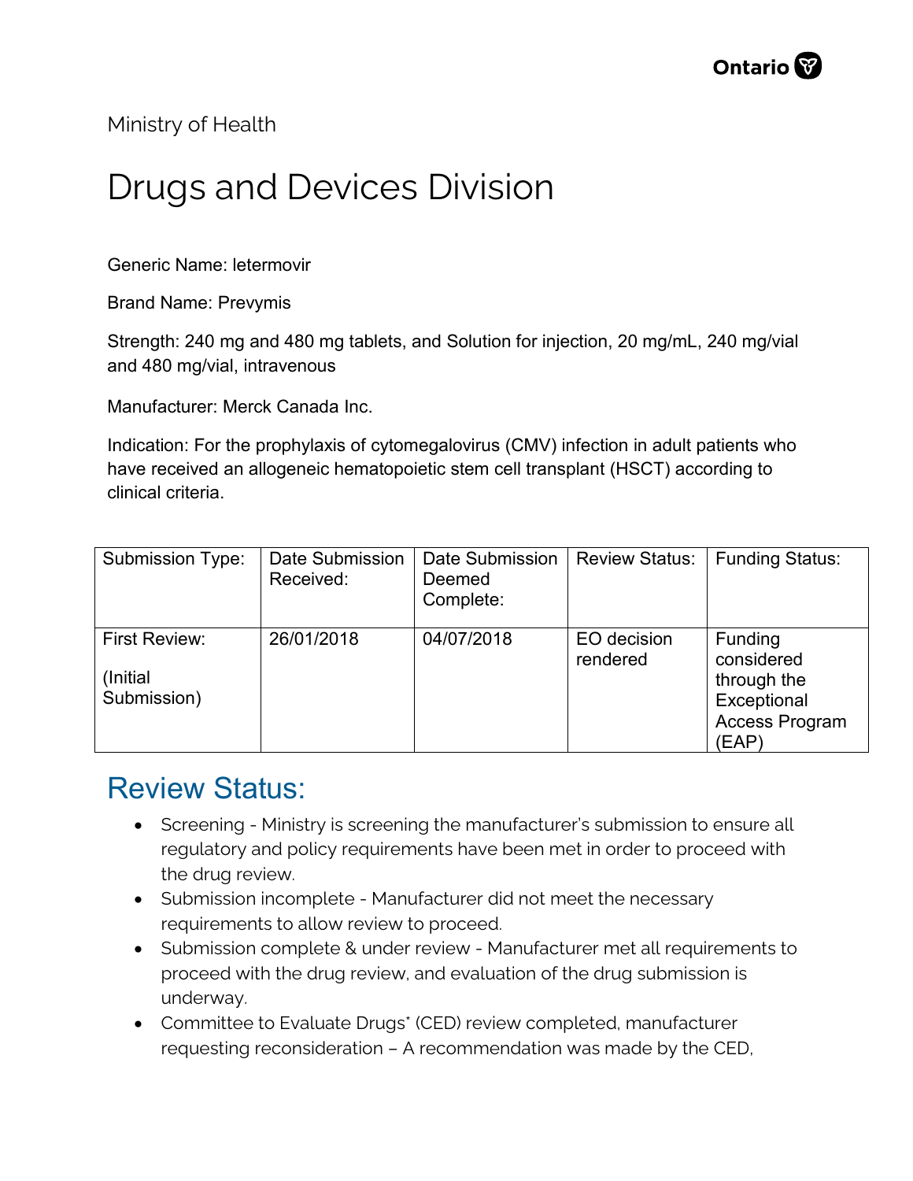Ministry of Health

# Drugs and Devices Division

Generic Name: letermovir

Brand Name: Prevymis

Strength: 240 mg and 480 mg tablets, and Solution for injection, 20 mg/mL, 240 mg/vial and 480 mg/vial, intravenous

Manufacturer: Merck Canada Inc.

Indication: For the prophylaxis of cytomegalovirus (CMV) infection in adult patients who have received an allogeneic hematopoietic stem cell transplant (HSCT) according to clinical criteria.

| Submission Type: | Date Submission Received: | Date Submission Deemed Complete: | Review Status: | Funding Status: |
|---|---|---|---|---|
| First Review: (Initial Submission) | 26/01/2018 | 04/07/2018 | EO decision rendered | Funding considered through the Exceptional Access Program (EAP) |

## Review Status:

- Screening - Ministry is screening the manufacturer's submission to ensure all regulatory and policy requirements have been met in order to proceed with the drug review.
- Submission incomplete - Manufacturer did not meet the necessary requirements to allow review to proceed.
- Submission complete & under review - Manufacturer met all requirements to proceed with the drug review, and evaluation of the drug submission is underway.
- Committee to Evaluate Drugs* (CED) review completed, manufacturer requesting reconsideration – A recommendation was made by the CED,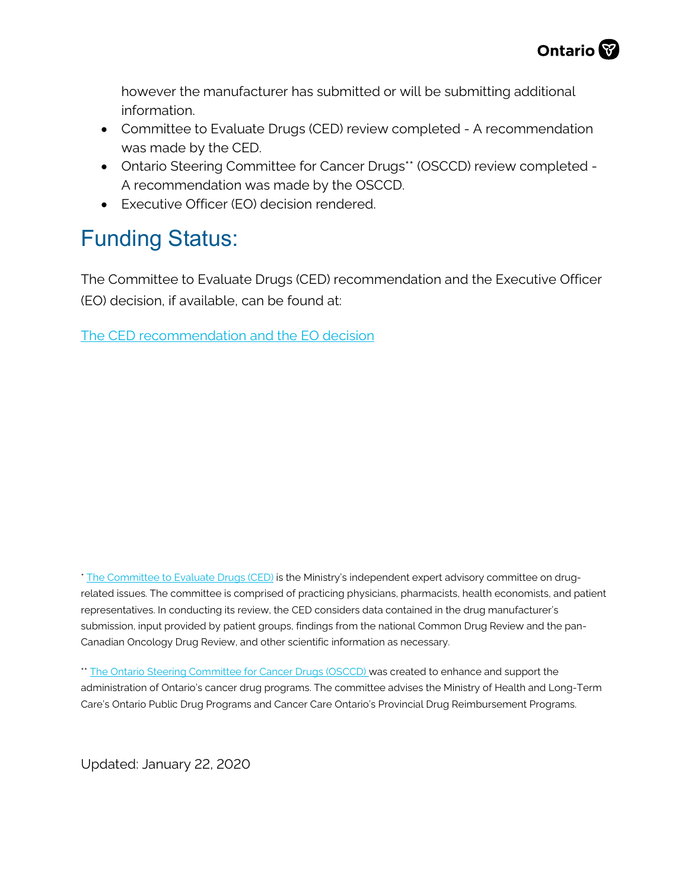however the manufacturer has submitted or will be submitting additional information.

- Committee to Evaluate Drugs (CED) review completed - A recommendation was made by the CED.
- Ontario Steering Committee for Cancer Drugs** (OSCCD) review completed - A recommendation was made by the OSCCD.
- Executive Officer (EO) decision rendered.

## Funding Status:

The Committee to Evaluate Drugs (CED) recommendation and the Executive Officer (EO) decision, if available, can be found at:

The CED recommendation and the EO decision

* The Committee to Evaluate Drugs (CED) is the Ministry's independent expert advisory committee on drug-related issues. The committee is comprised of practicing physicians, pharmacists, health economists, and patient representatives. In conducting its review, the CED considers data contained in the drug manufacturer's submission, input provided by patient groups, findings from the national Common Drug Review and the pan-Canadian Oncology Drug Review, and other scientific information as necessary.

** The Ontario Steering Committee for Cancer Drugs (OSCCD) was created to enhance and support the administration of Ontario's cancer drug programs. The committee advises the Ministry of Health and Long-Term Care's Ontario Public Drug Programs and Cancer Care Ontario's Provincial Drug Reimbursement Programs.

Updated: January 22, 2020